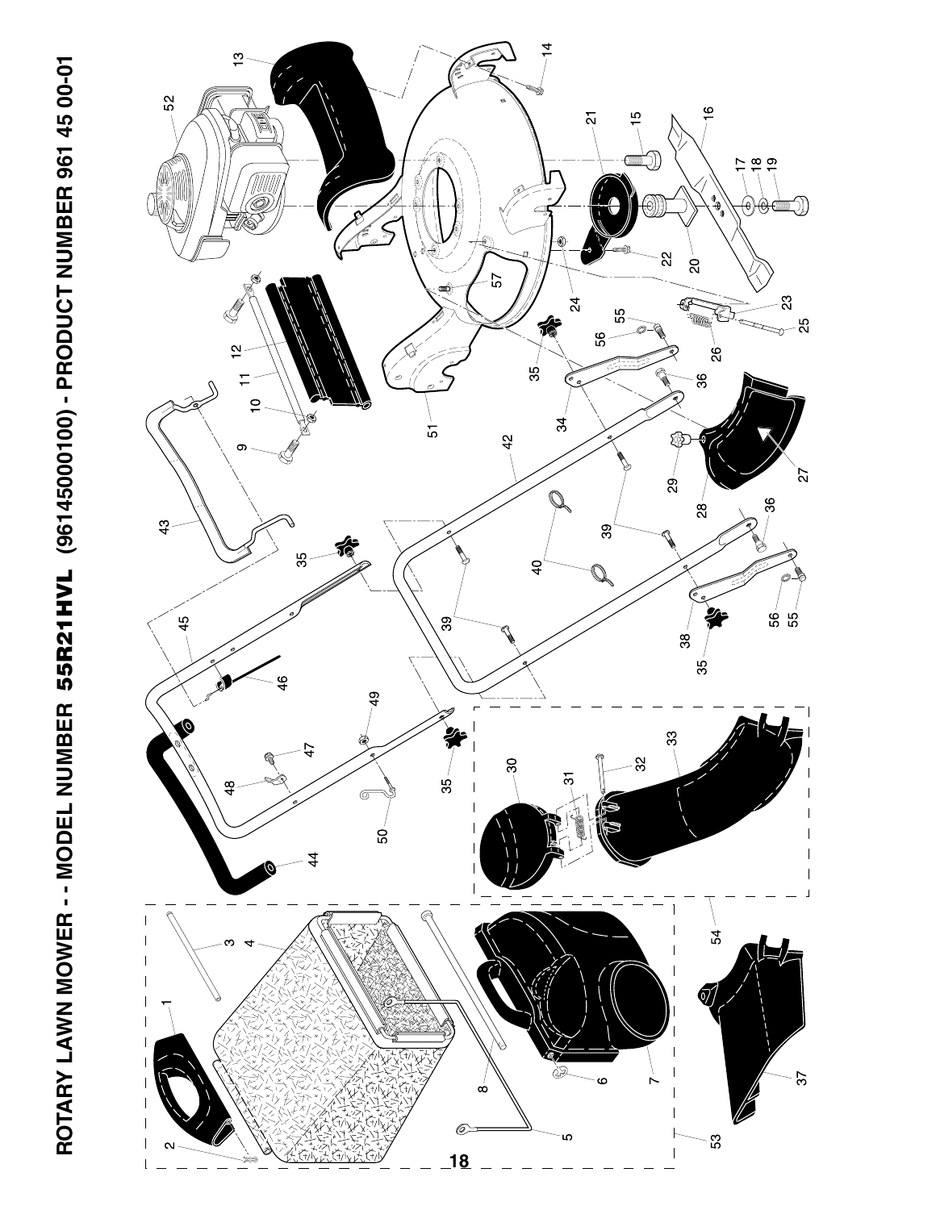# ROTARY LAWN MOWER - - MODEL NUMBER 55R21HVL (96145000100) - PRODUCT NUMBER 961 45 00-01

1 2 3 4 5 6 7 8 9 10 11 12 13 14 15 16 17 18 19 20 21 22 23 24 25 26 27 28 29 30 31 32 33 34 35 36 37 38 39 40 42 43 44 45 46 47 48 49 50 51 52 53 54 55 56 57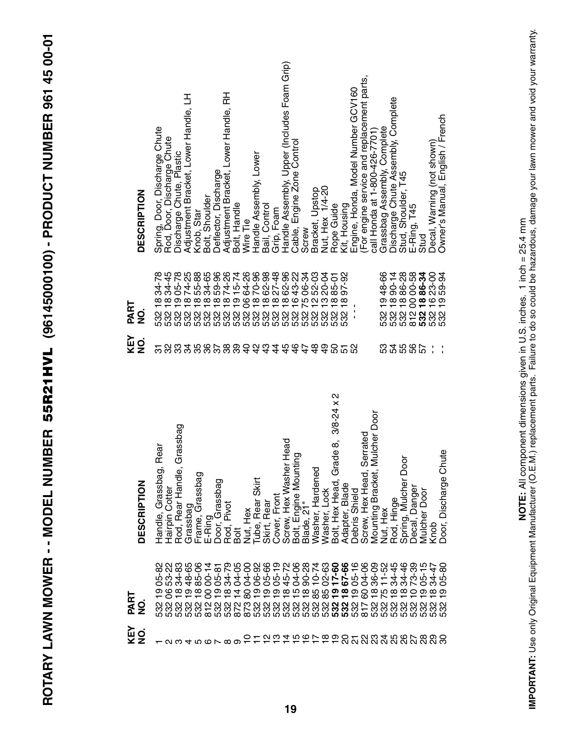# ROTARY LAWN MOWER - - MODEL NUMBER 55R21HVL (96145000100) - PRODUCT NUMBER 961 45 00-01

| KEY NO. | PART NO. | DESCRIPTION |
|---|---|---|
| 1 | 532 19 05-82 | Handle, Grassbag, Rear |
| 2 | 532 06 53-22 | Hairpin Cotter |
| 3 | 532 18 34-83 | Rod, Rear Handle, Grassbag |
| 4 | 532 19 48-65 | Grassbag |
| 5 | 532 18 85-06 | Frame, Grassbag |
| 6 | 812 00 00-14 | E-Ring |
| 7 | 532 19 05-81 | Door, Grassbag |
| 8 | 532 18 34-79 | Rod, Pivot |
| 9 | 872 14 04-05 | Bolt |
| 10 | 873 80 04-00 | Nut, Hex |
| 11 | 532 19 06-92 | Tube, Rear Skirt |
| 12 | 532 19 05-66 | Skirt, Rear |
| 13 | 532 19 05-19 | Cover, Front |
| 14 | 532 18 45-72 | Screw, Hex Washer Head |
| 15 | 532 15 04-06 | Bolt, Engine Mounting |
| 16 | 532 18 90-28 | Blade, 21" |
| 17 | 532 85 10-74 | Washer, Hardened |
| 18 | 532 85 02-63 | Washer, Lock |
| 19 | **532 19 17-60** | Bolt, Hex Head, Grade 8, 3/8-24 x 2 |
| 20 | **532 18 67-66** | Adapter, Blade |
| 21 | 532 19 05-16 | Debris Shield |
| 22 | 817 60 04-06 | Screw, Hex Head, Serrated |
| 23 | 532 18 36-09 | Mounting Bracket, Mulcher Door |
| 24 | 532 75 11-52 | Nut, Hex |
| 25 | 532 18 34-45 | Rod, Hinge |
| 26 | 532 18 34-46 | Spring, Mulcher Door |
| 27 | 532 10 73-39 | Decal, Danger |
| 28 | 532 19 05-15 | Mulcher Door |
| 29 | 532 18 34-47 | Knob |
| 30 | 532 19 05-80 | Door, Discharge Chute |
| 31 | 532 18 34-78 | Spring, Door, Discharge Chute |
| 32 | 532 18 34-45 | Rod, Door, Discharge Chute |
| 33 | 532 19 05-78 | Discharge Chute, Plastic |
| 34 | 532 18 74-25 | Adjustment Bracket, Lower Handle, LH |
| 35 | 532 18 55-88 | Knob, Star |
| 36 | 532 18 34-65 | Bolt, Shoulder |
| 37 | 532 18 59-96 | Deflector, Discharge |
| 38 | 532 18 74-26 | Adjustment Bracket, Lower Handle, RH |
| 39 | 532 19 15-74 | Bolt, Handle |
| 40 | 532 06 64-26 | Wire Tie |
| 42 | 532 18 70-96 | Handle Assembly, Lower |
| 43 | 532 18 62-98 | Bail, Control |
| 44 | 532 18 27-48 | Grip, Foam |
| 45 | 532 18 62-96 | Handle Assembly, Upper (Includes Foam Grip) |
| 46 | 532 16 43-22 | Cable, Engine Zone Control |
| 47 | 532 75 06-34 | Screw |
| 48 | 532 12 52-03 | Bracket, Upstop |
| 49 | 532 13 20-04 | Nut, Hex 1/4-20 |
| 50 | 532 18 85-01 | Rope Guide |
| 51 | 532 18 97-92 | Kit, Housing |
| 52 | - - - | Engine, Honda, Model Number GCV160 (For engine service and replacement parts, call Honda at 1-800-426-7701) |
| 53 | 532 19 48-66 | Grassbag Assembly, Complete |
| 54 | 532 18 90-14 | Discharge Chute Assembly, Complete |
| 55 | 532 18 86-28 | Stud, Shoulder, T45 |
| 56 | 812 00 00-58 | E-Ring, T45 |
| 57 | **532 18 86-34** | Stud |
| - - | 532 16 23-00 | Decal, Warning (not shown) |
| - - | 532 19 59-94 | Owner's Manual, English / French |

**NOTE:** All component dimensions given in U.S. inches. 1 inch = 25.4 mm

**IMPORTANT:** Use only Original Equipment Manufacturer (O.E.M.) replacement parts. Failure to do so could be hazardous, damage your lawn mower and void your warranty.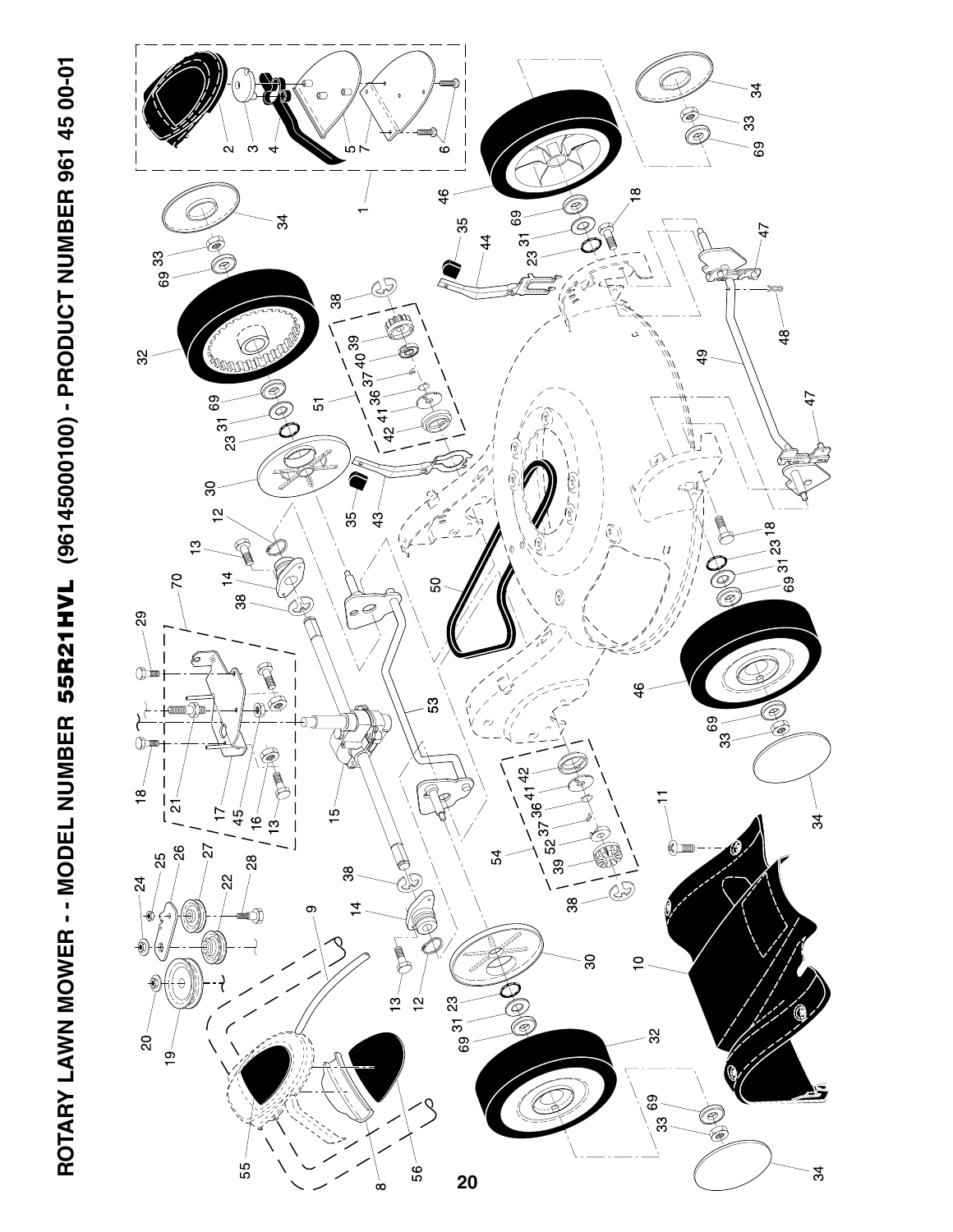# ROTARY LAWN MOWER - - MODEL NUMBER 55R21HVL (96145000100) - PRODUCT NUMBER 961 45 00-01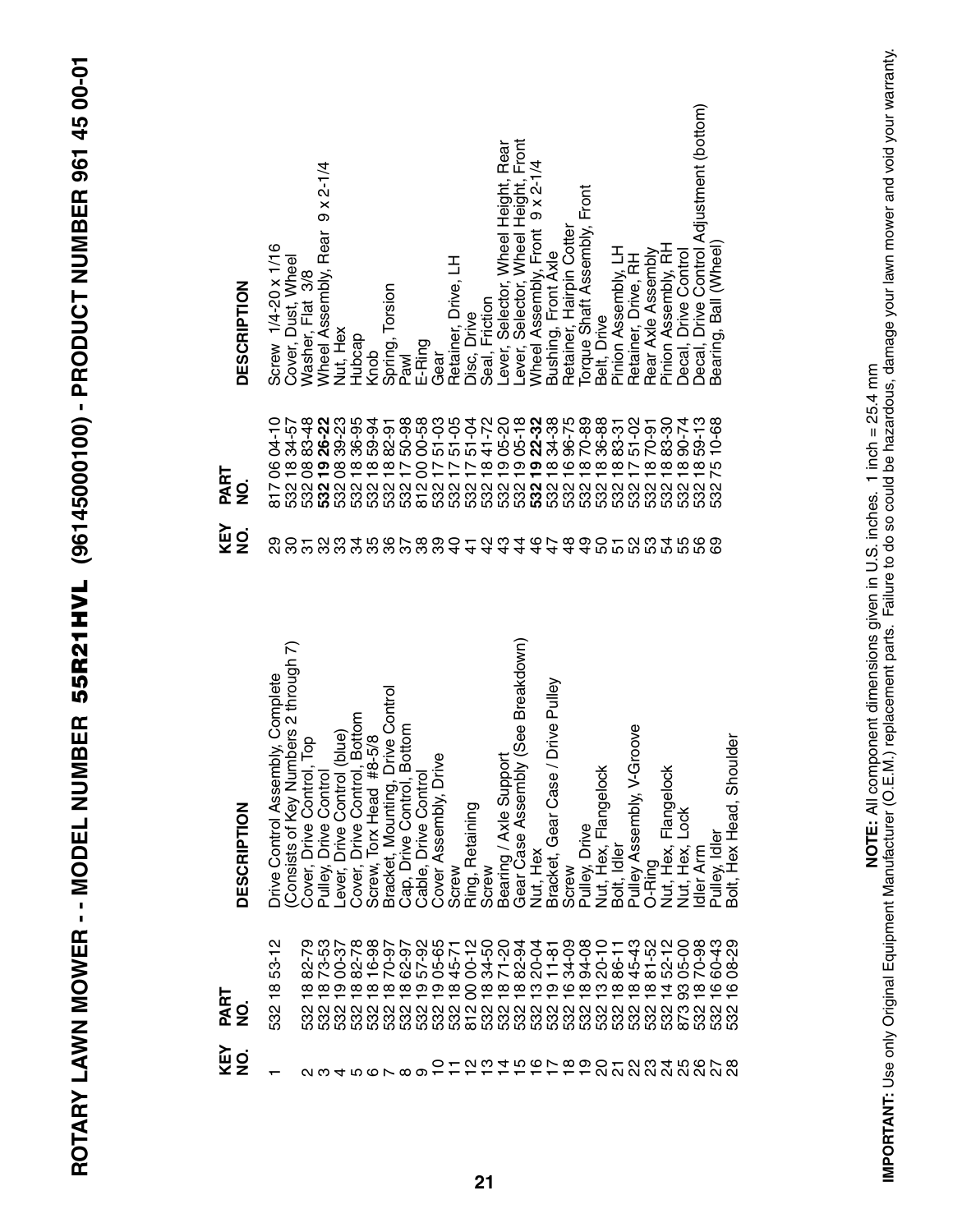# ROTARY LAWN MOWER - - MODEL NUMBER 55R21HVL (96145000100) - PRODUCT NUMBER 961 45 00-01

| KEY NO. | PART NO. | DESCRIPTION |
|---|---|---|
| 1 | 532 18 53-12 | Drive Control Assembly, Complete (Consists of Key Numbers 2 through 7) |
| 2 | 532 18 82-79 | Cover, Drive Control, Top |
| 3 | 532 18 73-53 | Pulley, Drive Control |
| 4 | 532 19 00-37 | Lever, Drive Control (blue) |
| 5 | 532 18 82-78 | Cover, Drive Control, Bottom |
| 6 | 532 18 16-98 | Screw, Torx Head #8-5/8 |
| 7 | 532 18 70-97 | Bracket, Mounting, Drive Control |
| 8 | 532 18 62-97 | Cap, Drive Control, Bottom |
| 9 | 532 19 57-92 | Cable, Drive Control |
| 10 | 532 19 05-65 | Cover Assembly, Drive |
| 11 | 532 18 45-71 | Screw |
| 12 | 812 00 00-12 | Ring, Retaining |
| 13 | 532 18 34-50 | Screw |
| 14 | 532 18 71-20 | Bearing / Axle Support |
| 15 | 532 18 82-94 | Gear Case Assembly (See Breakdown) |
| 16 | 532 13 20-04 | Nut, Hex |
| 17 | 532 19 11-81 | Bracket, Gear Case / Drive Pulley |
| 18 | 532 16 34-09 | Screw |
| 19 | 532 18 94-08 | Pulley, Drive |
| 20 | 532 13 20-10 | Nut, Hex, Flangelock |
| 21 | 532 18 86-11 | Bolt, Idler |
| 22 | 532 18 45-43 | Pulley Assembly, V-Groove |
| 23 | 532 18 81-52 | O-Ring |
| 24 | 532 14 52-12 | Nut, Hex, Flangelock |
| 25 | 873 93 05-00 | Nut, Hex, Lock |
| 26 | 532 18 70-98 | Idler Arm |
| 27 | 532 16 60-43 | Pulley, Idler |
| 28 | 532 16 08-29 | Bolt, Hex Head, Shoulder |
| 29 | 817 06 04-10 | Screw 1/4-20 x 1/16 |
| 30 | 532 18 34-57 | Cover, Dust, Wheel |
| 31 | 532 08 83-48 | Washer, Flat 3/8 |
| 32 | **532 19 26-22** | Wheel Assembly, Rear 9 x 2-1/4 |
| 33 | 532 08 39-23 | Nut, Hex |
| 34 | 532 18 36-95 | Hubcap |
| 35 | 532 18 59-94 | Knob |
| 36 | 532 18 82-91 | Spring, Torsion |
| 37 | 532 17 50-98 | Pawl |
| 38 | 812 00 00-58 | E-Ring |
| 39 | 532 17 51-03 | Gear |
| 40 | 532 17 51-05 | Retainer, Drive, LH |
| 41 | 532 17 51-04 | Disc, Drive |
| 42 | 532 18 41-72 | Seal, Friction |
| 43 | 532 19 05-20 | Lever, Selector, Wheel Height, Rear |
| 44 | 532 19 05-18 | Lever, Selector, Wheel Height, Front |
| 46 | **532 19 22-32** | Wheel Assembly, Front 9 x 2-1/4 |
| 47 | 532 18 34-38 | Bushing, Front Axle |
| 48 | 532 16 96-75 | Retainer, Hairpin Cotter |
| 49 | 532 18 70-89 | Torque Shaft Assembly, Front |
| 50 | 532 18 36-88 | Belt, Drive |
| 51 | 532 18 83-31 | Pinion Assembly, LH |
| 52 | 532 17 51-02 | Retainer, Drive, RH |
| 53 | 532 18 70-91 | Rear Axle Assembly |
| 54 | 532 18 83-30 | Pinion Assembly, RH |
| 55 | 532 18 90-74 | Decal, Drive Control |
| 56 | 532 18 59-13 | Decal, Drive Control Adjustment (bottom) |
| 69 | 532 75 10-68 | Bearing, Ball (Wheel) |

**NOTE:** All component dimensions given in U.S. inches. 1 inch = 25.4 mm

**IMPORTANT:** Use only Original Equipment Manufacturer (O.E.M.) replacement parts. Failure to do so could be hazardous, damage your lawn mower and void your warranty.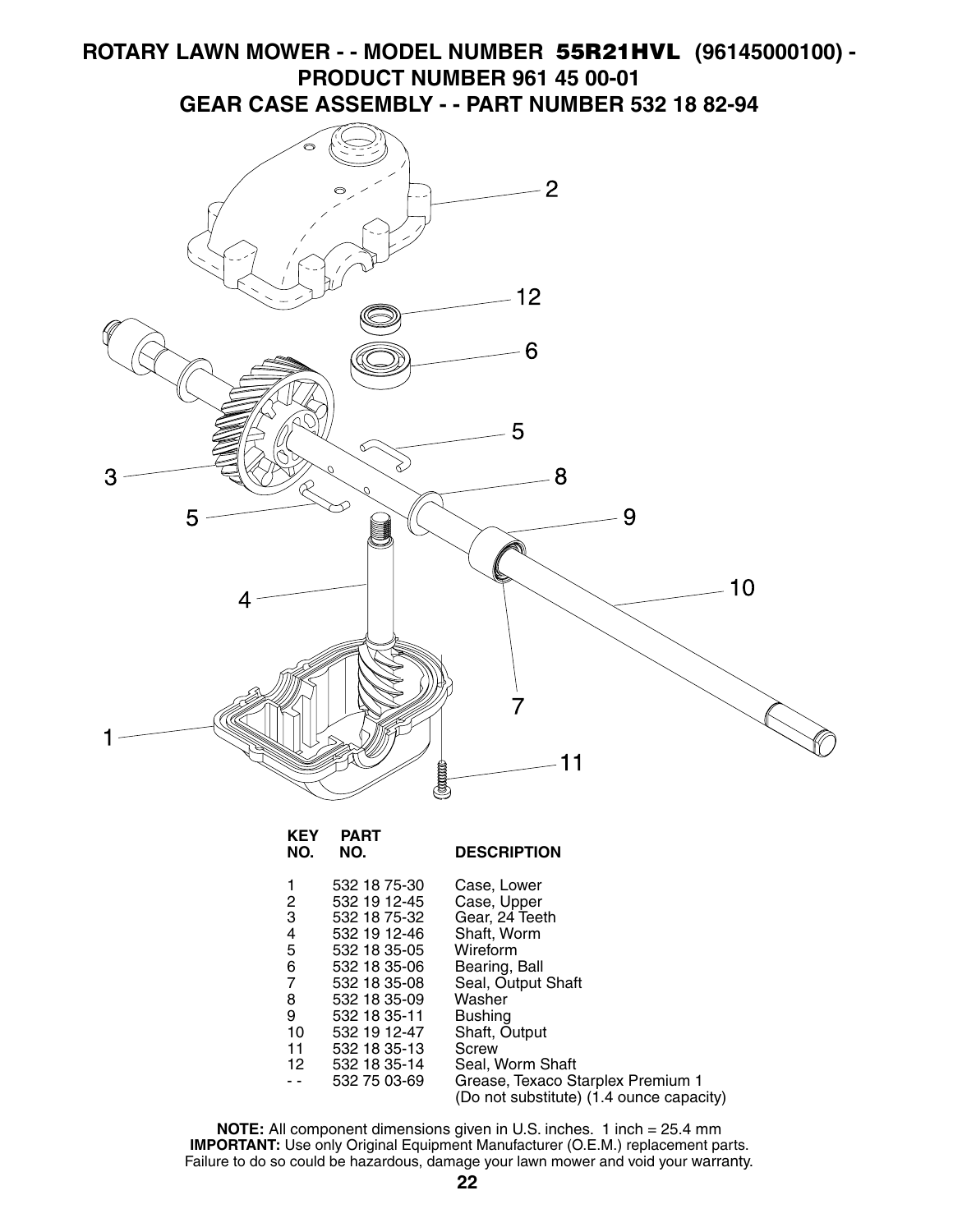# ROTARY LAWN MOWER - - MODEL NUMBER 55R21HVL (96145000100) - PRODUCT NUMBER 961 45 00-01

## GEAR CASE ASSEMBLY - - PART NUMBER 532 18 82-94

2
12
6
5
3
8
5
9
4
10
7
1
11

| KEY NO. | PART NO. | DESCRIPTION |
|---|---|---|
| 1 | 532 18 75-30 | Case, Lower |
| 2 | 532 19 12-45 | Case, Upper |
| 3 | 532 18 75-32 | Gear, 24 Teeth |
| 4 | 532 19 12-46 | Shaft, Worm |
| 5 | 532 18 35-05 | Wireform |
| 6 | 532 18 35-06 | Bearing, Ball |
| 7 | 532 18 35-08 | Seal, Output Shaft |
| 8 | 532 18 35-09 | Washer |
| 9 | 532 18 35-11 | Bushing |
| 10 | 532 19 12-47 | Shaft, Output |
| 11 | 532 18 35-13 | Screw |
| 12 | 532 18 35-14 | Seal, Worm Shaft |
| - - | 532 75 03-69 | Grease, Texaco Starplex Premium 1 (Do not substitute) (1.4 ounce capacity) |

**NOTE:** All component dimensions given in U.S. inches. 1 inch = 25.4 mm
**IMPORTANT:** Use only Original Equipment Manufacturer (O.E.M.) replacement parts. Failure to do so could be hazardous, damage your lawn mower and void your warranty.